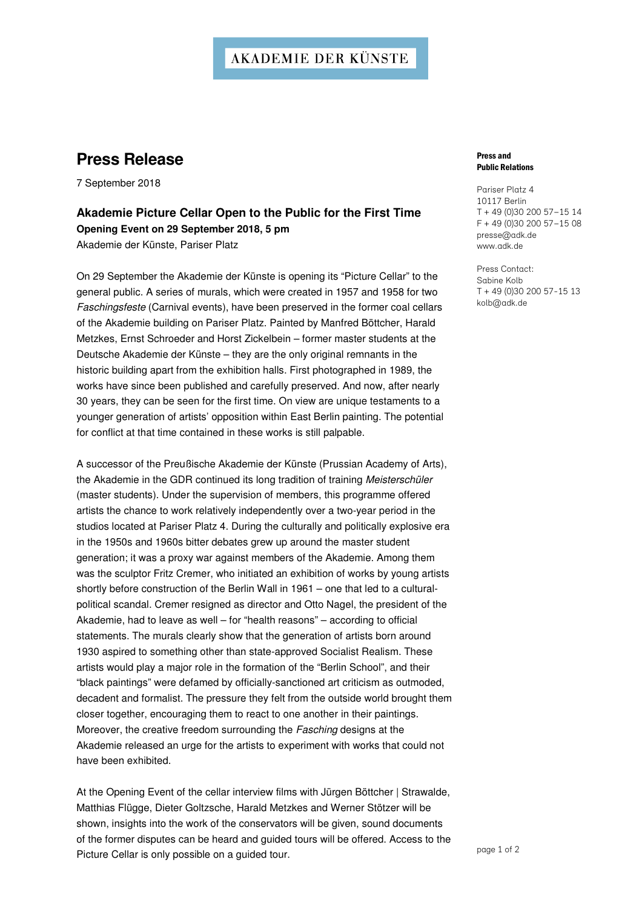AKADEMIE DER KÜNSTE

# Press Release

7 September 2018

**Press and Public Relations**

Pariser Platz 4
10117 Berlin
T + 49 (0)30 200 57–15 14
F + 49 (0)30 200 57–15 08
presse@adk.de
www.adk.de

Press Contact:
Sabine Kolb
T + 49 (0)30 200 57-15 13
kolb@adk.de

## Akademie Picture Cellar Open to the Public for the First Time

**Opening Event on 29 September 2018, 5 pm**

Akademie der Künste, Pariser Platz

On 29 September the Akademie der Künste is opening its "Picture Cellar" to the general public. A series of murals, which were created in 1957 and 1958 for two *Faschingsfeste* (Carnival events), have been preserved in the former coal cellars of the Akademie building on Pariser Platz. Painted by Manfred Böttcher, Harald Metzkes, Ernst Schroeder and Horst Zickelbein – former master students at the Deutsche Akademie der Künste – they are the only original remnants in the historic building apart from the exhibition halls. First photographed in 1989, the works have since been published and carefully preserved. And now, after nearly 30 years, they can be seen for the first time. On view are unique testaments to a younger generation of artists' opposition within East Berlin painting. The potential for conflict at that time contained in these works is still palpable.

A successor of the Preußische Akademie der Künste (Prussian Academy of Arts), the Akademie in the GDR continued its long tradition of training *Meisterschüler* (master students). Under the supervision of members, this programme offered artists the chance to work relatively independently over a two-year period in the studios located at Pariser Platz 4. During the culturally and politically explosive era in the 1950s and 1960s bitter debates grew up around the master student generation; it was a proxy war against members of the Akademie. Among them was the sculptor Fritz Cremer, who initiated an exhibition of works by young artists shortly before construction of the Berlin Wall in 1961 – one that led to a cultural-political scandal. Cremer resigned as director and Otto Nagel, the president of the Akademie, had to leave as well – for "health reasons" – according to official statements. The murals clearly show that the generation of artists born around 1930 aspired to something other than state-approved Socialist Realism. These artists would play a major role in the formation of the "Berlin School", and their "black paintings" were defamed by officially-sanctioned art criticism as outmoded, decadent and formalist. The pressure they felt from the outside world brought them closer together, encouraging them to react to one another in their paintings. Moreover, the creative freedom surrounding the *Fasching* designs at the Akademie released an urge for the artists to experiment with works that could not have been exhibited.

At the Opening Event of the cellar interview films with Jürgen Böttcher | Strawalde, Matthias Flügge, Dieter Goltzsche, Harald Metzkes and Werner Stötzer will be shown, insights into the work of the conservators will be given, sound documents of the former disputes can be heard and guided tours will be offered. Access to the Picture Cellar is only possible on a guided tour.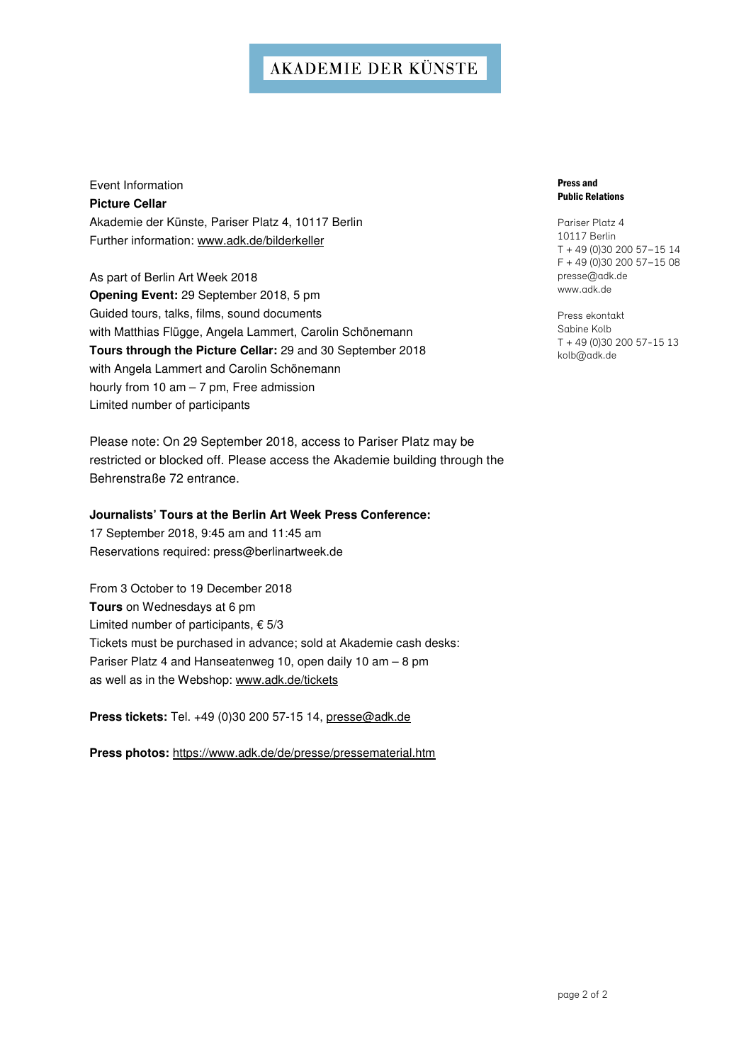AKADEMIE DER KÜNSTE

Event Information
**Picture Cellar**
Akademie der Künste, Pariser Platz 4, 10117 Berlin
Further information: www.adk.de/bilderkeller

As part of Berlin Art Week 2018
**Opening Event:** 29 September 2018, 5 pm
Guided tours, talks, films, sound documents
with Matthias Flügge, Angela Lammert, Carolin Schönemann
**Tours through the Picture Cellar:** 29 and 30 September 2018
with Angela Lammert and Carolin Schönemann
hourly from 10 am – 7 pm, Free admission
Limited number of participants

Please note: On 29 September 2018, access to Pariser Platz may be restricted or blocked off. Please access the Akademie building through the Behrenstraße 72 entrance.

**Journalists' Tours at the Berlin Art Week Press Conference:**
17 September 2018, 9:45 am and 11:45 am
Reservations required: press@berlinartweek.de

From 3 October to 19 December 2018
**Tours** on Wednesdays at 6 pm
Limited number of participants, € 5/3
Tickets must be purchased in advance; sold at Akademie cash desks:
Pariser Platz 4 and Hanseatenweg 10, open daily 10 am – 8 pm
as well as in the Webshop: www.adk.de/tickets

**Press tickets:** Tel. +49 (0)30 200 57-15 14, presse@adk.de

**Press photos:** https://www.adk.de/de/presse/pressematerial.htm

**Press and Public Relations**

Pariser Platz 4
10117 Berlin
T + 49 (0)30 200 57–15 14
F + 49 (0)30 200 57–15 08
presse@adk.de
www.adk.de

Press ekontakt
Sabine Kolb
T + 49 (0)30 200 57-15 13
kolb@adk.de